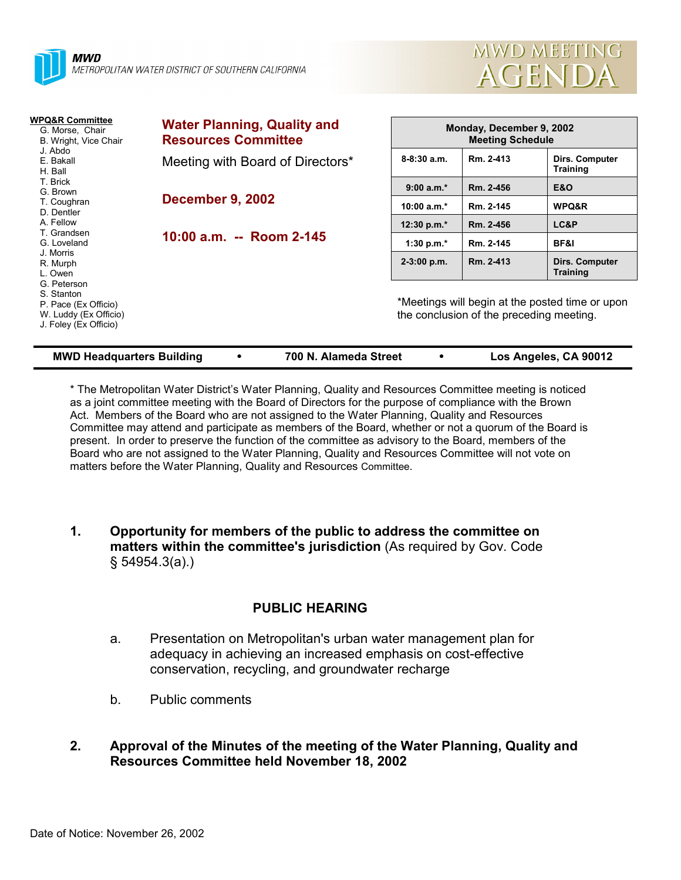**MWD**
*METROPOLITAN WATER DISTRICT OF SOUTHERN CALIFORNIA*

# MWD MEETING AGENDA

**WPQ&R Committee**
G. Morse, Chair
B. Wright, Vice Chair
J. Abdo
E. Bakall
H. Ball
T. Brick
G. Brown
T. Coughran
D. Dentler
A. Fellow
T. Grandsen
G. Loveland
J. Morris
R. Murph
L. Owen
G. Peterson
S. Stanton
P. Pace (Ex Officio)
W. Luddy (Ex Officio)
J. Foley (Ex Officio)

## Water Planning, Quality and Resources Committee

Meeting with Board of Directors*

**December 9, 2002**

**10:00 a.m. -- Room 2-145**

| Monday, December 9, 2002 Meeting Schedule | | |
|---|---|---|
| 8-8:30 a.m. | Rm. 2-413 | Dirs. Computer Training |
| 9:00 a.m.* | Rm. 2-456 | E&O |
| 10:00 a.m.* | Rm. 2-145 | WPQ&R |
| 12:30 p.m.* | Rm. 2-456 | LC&P |
| 1:30 p.m.* | Rm. 2-145 | BF&I |
| 2-3:00 p.m. | Rm. 2-413 | Dirs. Computer Training |

*Meetings will begin at the posted time or upon the conclusion of the preceding meeting.

**MWD Headquarters Building • 700 N. Alameda Street • Los Angeles, CA 90012**

* The Metropolitan Water District's Water Planning, Quality and Resources Committee meeting is noticed as a joint committee meeting with the Board of Directors for the purpose of compliance with the Brown Act. Members of the Board who are not assigned to the Water Planning, Quality and Resources Committee may attend and participate as members of the Board, whether or not a quorum of the Board is present. In order to preserve the function of the committee as advisory to the Board, members of the Board who are not assigned to the Water Planning, Quality and Resources Committee will not vote on matters before the Water Planning, Quality and Resources Committee.

1. **Opportunity for members of the public to address the committee on matters within the committee's jurisdiction** (As required by Gov. Code § 54954.3(a).)

### PUBLIC HEARING

   a. Presentation on Metropolitan's urban water management plan for adequacy in achieving an increased emphasis on cost-effective conservation, recycling, and groundwater recharge

   b. Public comments

2. **Approval of the Minutes of the meeting of the Water Planning, Quality and Resources Committee held November 18, 2002**

Date of Notice: November 26, 2002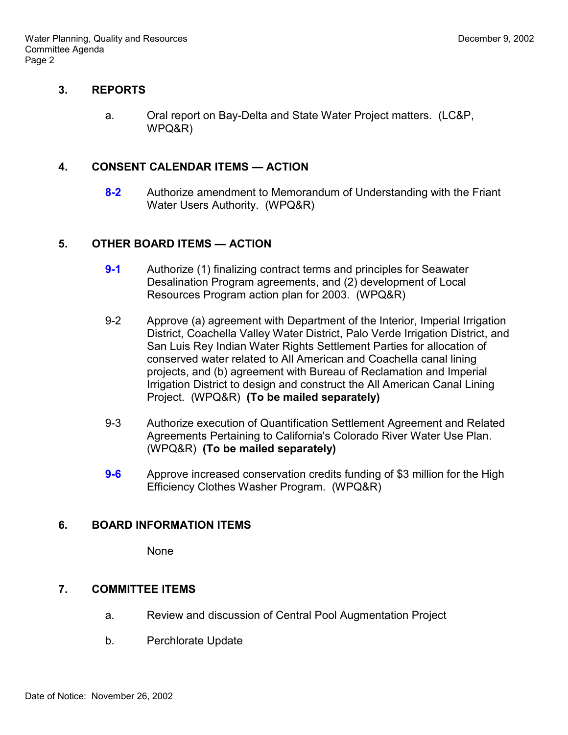## 3. REPORTS

a. Oral report on Bay-Delta and State Water Project matters. (LC&P, WPQ&R)

## 4. CONSENT CALENDAR ITEMS — ACTION

**8-2** Authorize amendment to Memorandum of Understanding with the Friant Water Users Authority. (WPQ&R)

## 5. OTHER BOARD ITEMS — ACTION

**9-1** Authorize (1) finalizing contract terms and principles for Seawater Desalination Program agreements, and (2) development of Local Resources Program action plan for 2003. (WPQ&R)

9-2 Approve (a) agreement with Department of the Interior, Imperial Irrigation District, Coachella Valley Water District, Palo Verde Irrigation District, and San Luis Rey Indian Water Rights Settlement Parties for allocation of conserved water related to All American and Coachella canal lining projects, and (b) agreement with Bureau of Reclamation and Imperial Irrigation District to design and construct the All American Canal Lining Project. (WPQ&R) **(To be mailed separately)**

9-3 Authorize execution of Quantification Settlement Agreement and Related Agreements Pertaining to California's Colorado River Water Use Plan. (WPQ&R) **(To be mailed separately)**

**9-6** Approve increased conservation credits funding of $3 million for the High Efficiency Clothes Washer Program. (WPQ&R)

## 6. BOARD INFORMATION ITEMS

None

## 7. COMMITTEE ITEMS

a. Review and discussion of Central Pool Augmentation Project

b. Perchlorate Update

Date of Notice: November 26, 2002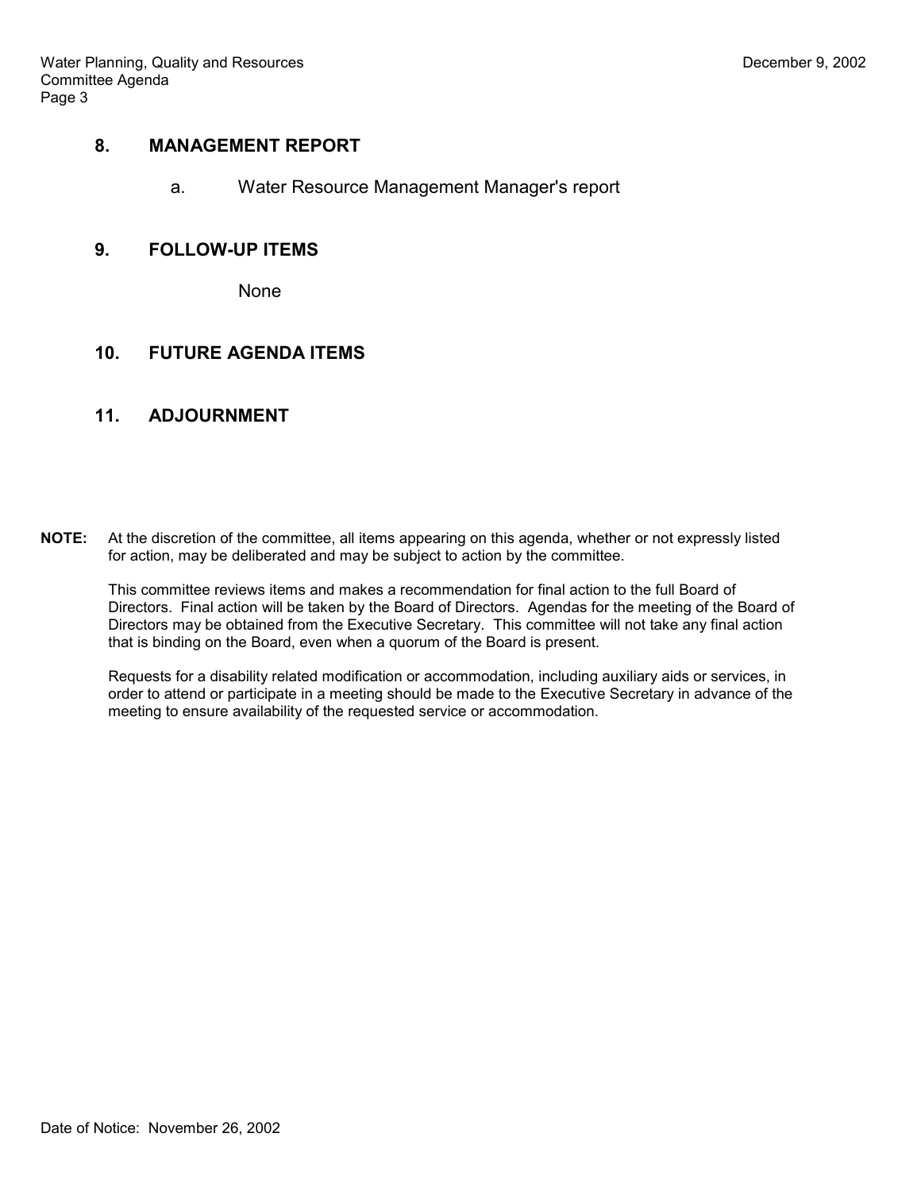## 8. MANAGEMENT REPORT

a. Water Resource Management Manager's report

## 9. FOLLOW-UP ITEMS

None

## 10. FUTURE AGENDA ITEMS

## 11. ADJOURNMENT

**NOTE:** At the discretion of the committee, all items appearing on this agenda, whether or not expressly listed for action, may be deliberated and may be subject to action by the committee.

This committee reviews items and makes a recommendation for final action to the full Board of Directors. Final action will be taken by the Board of Directors. Agendas for the meeting of the Board of Directors may be obtained from the Executive Secretary. This committee will not take any final action that is binding on the Board, even when a quorum of the Board is present.

Requests for a disability related modification or accommodation, including auxiliary aids or services, in order to attend or participate in a meeting should be made to the Executive Secretary in advance of the meeting to ensure availability of the requested service or accommodation.

Date of Notice: November 26, 2002